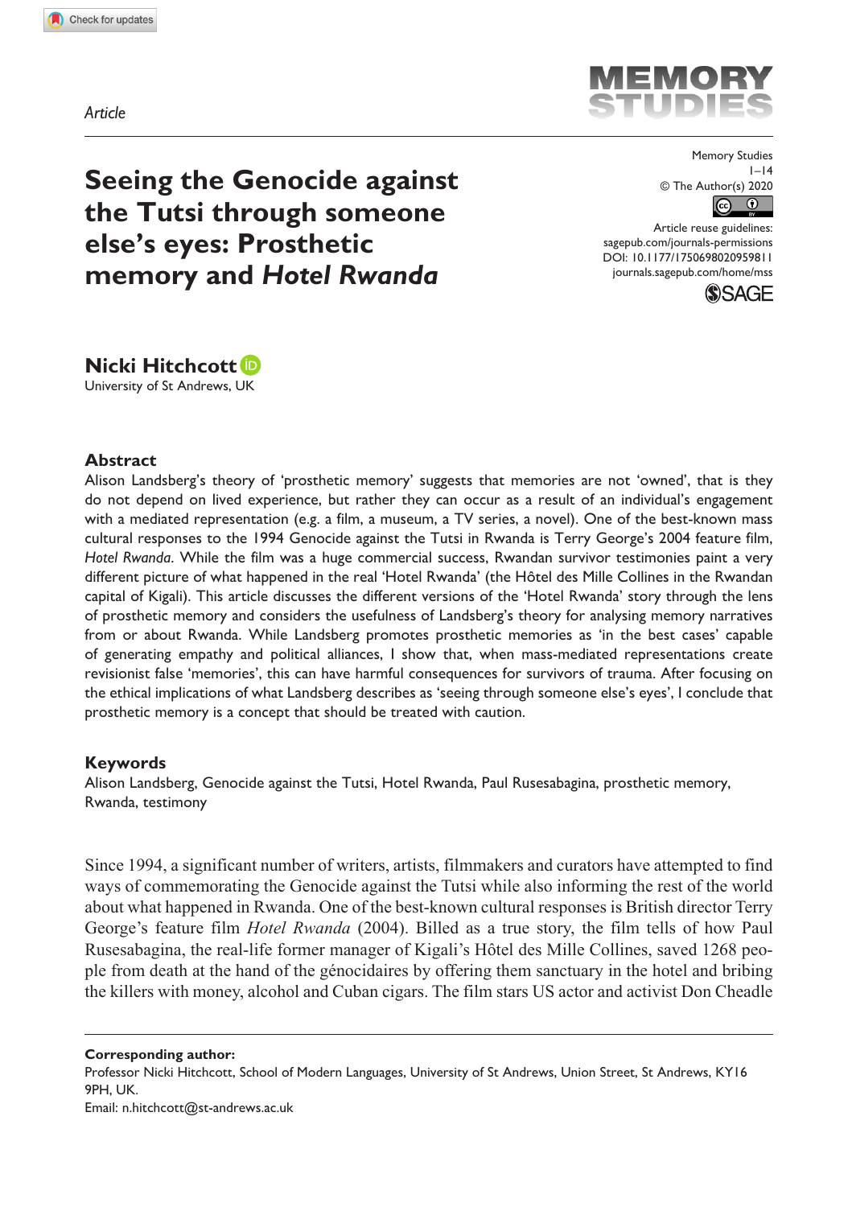Article

# Seeing the Genocide against the Tutsi through someone else's eyes: Prosthetic memory and *Hotel Rwanda*

Memory Studies
1–14
© The Author(s) 2020
Article reuse guidelines:
sagepub.com/journals-permissions
DOI: 10.1177/1750698020959811
journals.sagepub.com/home/mss

**Nicki Hitchcott**
University of St Andrews, UK

## Abstract

Alison Landsberg's theory of 'prosthetic memory' suggests that memories are not 'owned', that is they do not depend on lived experience, but rather they can occur as a result of an individual's engagement with a mediated representation (e.g. a film, a museum, a TV series, a novel). One of the best-known mass cultural responses to the 1994 Genocide against the Tutsi in Rwanda is Terry George's 2004 feature film, *Hotel Rwanda*. While the film was a huge commercial success, Rwandan survivor testimonies paint a very different picture of what happened in the real 'Hotel Rwanda' (the Hôtel des Mille Collines in the Rwandan capital of Kigali). This article discusses the different versions of the 'Hotel Rwanda' story through the lens of prosthetic memory and considers the usefulness of Landsberg's theory for analysing memory narratives from or about Rwanda. While Landsberg promotes prosthetic memories as 'in the best cases' capable of generating empathy and political alliances, I show that, when mass-mediated representations create revisionist false 'memories', this can have harmful consequences for survivors of trauma. After focusing on the ethical implications of what Landsberg describes as 'seeing through someone else's eyes', I conclude that prosthetic memory is a concept that should be treated with caution.

## Keywords

Alison Landsberg, Genocide against the Tutsi, Hotel Rwanda, Paul Rusesabagina, prosthetic memory, Rwanda, testimony

Since 1994, a significant number of writers, artists, filmmakers and curators have attempted to find ways of commemorating the Genocide against the Tutsi while also informing the rest of the world about what happened in Rwanda. One of the best-known cultural responses is British director Terry George's feature film *Hotel Rwanda* (2004). Billed as a true story, the film tells of how Paul Rusesabagina, the real-life former manager of Kigali's Hôtel des Mille Collines, saved 1268 people from death at the hand of the génocidaires by offering them sanctuary in the hotel and bribing the killers with money, alcohol and Cuban cigars. The film stars US actor and activist Don Cheadle

---

**Corresponding author:**
Professor Nicki Hitchcott, School of Modern Languages, University of St Andrews, Union Street, St Andrews, KY16 9PH, UK.
Email: n.hitchcott@st-andrews.ac.uk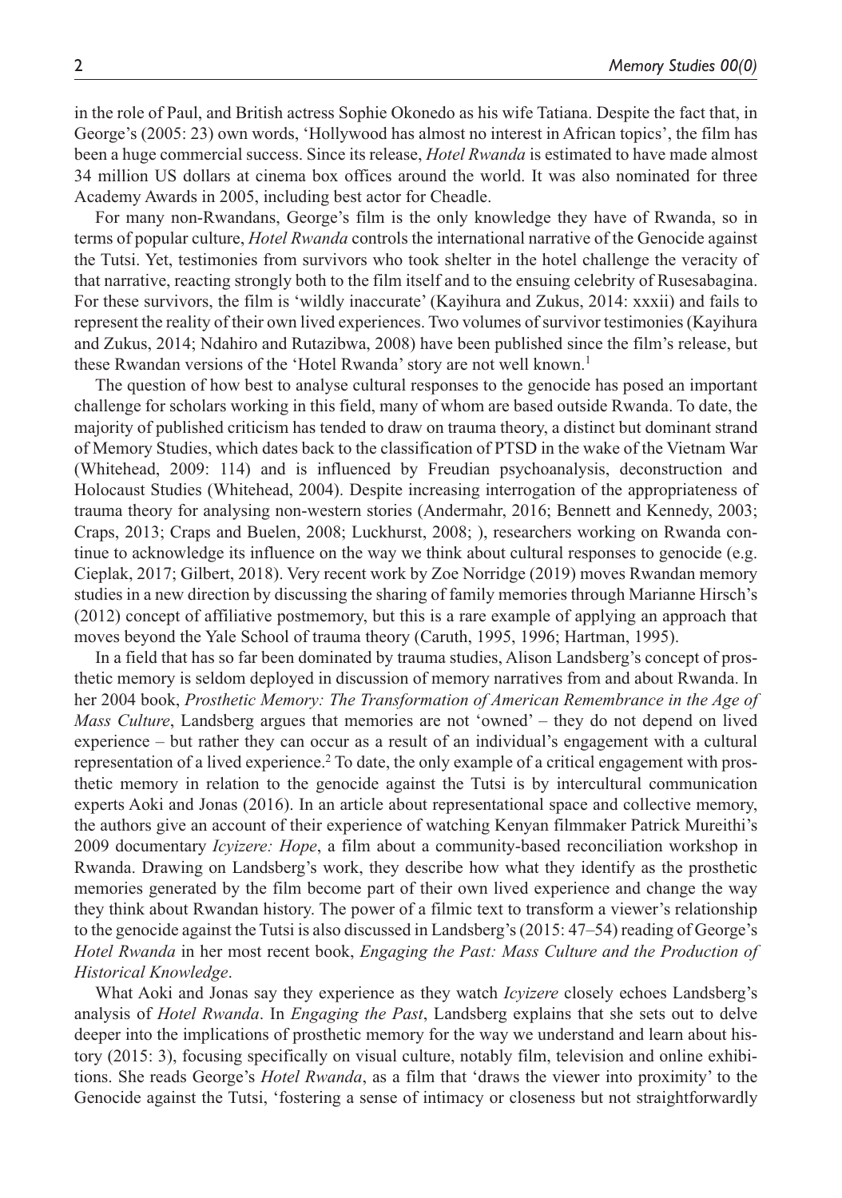in the role of Paul, and British actress Sophie Okonedo as his wife Tatiana. Despite the fact that, in George's (2005: 23) own words, 'Hollywood has almost no interest in African topics', the film has been a huge commercial success. Since its release, *Hotel Rwanda* is estimated to have made almost 34 million US dollars at cinema box offices around the world. It was also nominated for three Academy Awards in 2005, including best actor for Cheadle.

For many non-Rwandans, George's film is the only knowledge they have of Rwanda, so in terms of popular culture, *Hotel Rwanda* controls the international narrative of the Genocide against the Tutsi. Yet, testimonies from survivors who took shelter in the hotel challenge the veracity of that narrative, reacting strongly both to the film itself and to the ensuing celebrity of Rusesabagina. For these survivors, the film is 'wildly inaccurate' (Kayihura and Zukus, 2014: xxxii) and fails to represent the reality of their own lived experiences. Two volumes of survivor testimonies (Kayihura and Zukus, 2014; Ndahiro and Rutazibwa, 2008) have been published since the film's release, but these Rwandan versions of the 'Hotel Rwanda' story are not well known.[1]

The question of how best to analyse cultural responses to the genocide has posed an important challenge for scholars working in this field, many of whom are based outside Rwanda. To date, the majority of published criticism has tended to draw on trauma theory, a distinct but dominant strand of Memory Studies, which dates back to the classification of PTSD in the wake of the Vietnam War (Whitehead, 2009: 114) and is influenced by Freudian psychoanalysis, deconstruction and Holocaust Studies (Whitehead, 2004). Despite increasing interrogation of the appropriateness of trauma theory for analysing non-western stories (Andermahr, 2016; Bennett and Kennedy, 2003; Craps, 2013; Craps and Buelen, 2008; Luckhurst, 2008; ), researchers working on Rwanda continue to acknowledge its influence on the way we think about cultural responses to genocide (e.g. Cieplak, 2017; Gilbert, 2018). Very recent work by Zoe Norridge (2019) moves Rwandan memory studies in a new direction by discussing the sharing of family memories through Marianne Hirsch's (2012) concept of affiliative postmemory, but this is a rare example of applying an approach that moves beyond the Yale School of trauma theory (Caruth, 1995, 1996; Hartman, 1995).

In a field that has so far been dominated by trauma studies, Alison Landsberg's concept of prosthetic memory is seldom deployed in discussion of memory narratives from and about Rwanda. In her 2004 book, *Prosthetic Memory: The Transformation of American Remembrance in the Age of Mass Culture*, Landsberg argues that memories are not 'owned' – they do not depend on lived experience – but rather they can occur as a result of an individual's engagement with a cultural representation of a lived experience.[2] To date, the only example of a critical engagement with prosthetic memory in relation to the genocide against the Tutsi is by intercultural communication experts Aoki and Jonas (2016). In an article about representational space and collective memory, the authors give an account of their experience of watching Kenyan filmmaker Patrick Mureithi's 2009 documentary *Icyizere: Hope*, a film about a community-based reconciliation workshop in Rwanda. Drawing on Landsberg's work, they describe how what they identify as the prosthetic memories generated by the film become part of their own lived experience and change the way they think about Rwandan history. The power of a filmic text to transform a viewer's relationship to the genocide against the Tutsi is also discussed in Landsberg's (2015: 47–54) reading of George's *Hotel Rwanda* in her most recent book, *Engaging the Past: Mass Culture and the Production of Historical Knowledge*.

What Aoki and Jonas say they experience as they watch *Icyizere* closely echoes Landsberg's analysis of *Hotel Rwanda*. In *Engaging the Past*, Landsberg explains that she sets out to delve deeper into the implications of prosthetic memory for the way we understand and learn about history (2015: 3), focusing specifically on visual culture, notably film, television and online exhibitions. She reads George's *Hotel Rwanda*, as a film that 'draws the viewer into proximity' to the Genocide against the Tutsi, 'fostering a sense of intimacy or closeness but not straightforwardly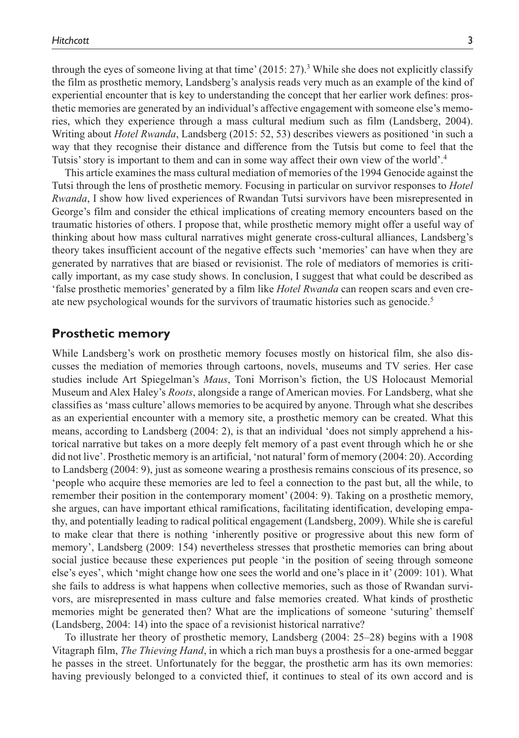through the eyes of someone living at that time' (2015: 27).[3] While she does not explicitly classify the film as prosthetic memory, Landsberg's analysis reads very much as an example of the kind of experiential encounter that is key to understanding the concept that her earlier work defines: prosthetic memories are generated by an individual's affective engagement with someone else's memories, which they experience through a mass cultural medium such as film (Landsberg, 2004). Writing about *Hotel Rwanda*, Landsberg (2015: 52, 53) describes viewers as positioned 'in such a way that they recognise their distance and difference from the Tutsis but come to feel that the Tutsis' story is important to them and can in some way affect their own view of the world'.[4]

This article examines the mass cultural mediation of memories of the 1994 Genocide against the Tutsi through the lens of prosthetic memory. Focusing in particular on survivor responses to *Hotel Rwanda*, I show how lived experiences of Rwandan Tutsi survivors have been misrepresented in George's film and consider the ethical implications of creating memory encounters based on the traumatic histories of others. I propose that, while prosthetic memory might offer a useful way of thinking about how mass cultural narratives might generate cross-cultural alliances, Landsberg's theory takes insufficient account of the negative effects such 'memories' can have when they are generated by narratives that are biased or revisionist. The role of mediators of memories is critically important, as my case study shows. In conclusion, I suggest that what could be described as 'false prosthetic memories' generated by a film like *Hotel Rwanda* can reopen scars and even create new psychological wounds for the survivors of traumatic histories such as genocide.[5]

## Prosthetic memory

While Landsberg's work on prosthetic memory focuses mostly on historical film, she also discusses the mediation of memories through cartoons, novels, museums and TV series. Her case studies include Art Spiegelman's *Maus*, Toni Morrison's fiction, the US Holocaust Memorial Museum and Alex Haley's *Roots*, alongside a range of American movies. For Landsberg, what she classifies as 'mass culture' allows memories to be acquired by anyone. Through what she describes as an experiential encounter with a memory site, a prosthetic memory can be created. What this means, according to Landsberg (2004: 2), is that an individual 'does not simply apprehend a historical narrative but takes on a more deeply felt memory of a past event through which he or she did not live'. Prosthetic memory is an artificial, 'not natural' form of memory (2004: 20). According to Landsberg (2004: 9), just as someone wearing a prosthesis remains conscious of its presence, so 'people who acquire these memories are led to feel a connection to the past but, all the while, to remember their position in the contemporary moment' (2004: 9). Taking on a prosthetic memory, she argues, can have important ethical ramifications, facilitating identification, developing empathy, and potentially leading to radical political engagement (Landsberg, 2009). While she is careful to make clear that there is nothing 'inherently positive or progressive about this new form of memory', Landsberg (2009: 154) nevertheless stresses that prosthetic memories can bring about social justice because these experiences put people 'in the position of seeing through someone else's eyes', which 'might change how one sees the world and one's place in it' (2009: 101). What she fails to address is what happens when collective memories, such as those of Rwandan survivors, are misrepresented in mass culture and false memories created. What kinds of prosthetic memories might be generated then? What are the implications of someone 'suturing' themself (Landsberg, 2004: 14) into the space of a revisionist historical narrative?

To illustrate her theory of prosthetic memory, Landsberg (2004: 25–28) begins with a 1908 Vitagraph film, *The Thieving Hand*, in which a rich man buys a prosthesis for a one-armed beggar he passes in the street. Unfortunately for the beggar, the prosthetic arm has its own memories: having previously belonged to a convicted thief, it continues to steal of its own accord and is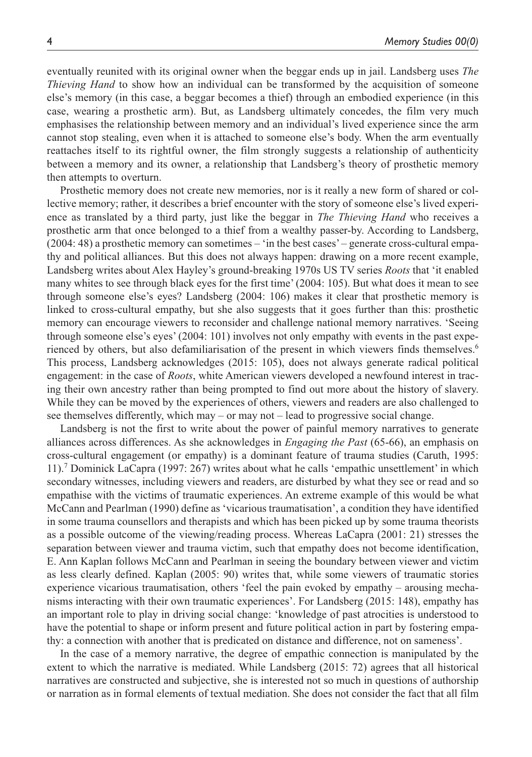eventually reunited with its original owner when the beggar ends up in jail. Landsberg uses *The Thieving Hand* to show how an individual can be transformed by the acquisition of someone else's memory (in this case, a beggar becomes a thief) through an embodied experience (in this case, wearing a prosthetic arm). But, as Landsberg ultimately concedes, the film very much emphasises the relationship between memory and an individual's lived experience since the arm cannot stop stealing, even when it is attached to someone else's body. When the arm eventually reattaches itself to its rightful owner, the film strongly suggests a relationship of authenticity between a memory and its owner, a relationship that Landsberg's theory of prosthetic memory then attempts to overturn.

Prosthetic memory does not create new memories, nor is it really a new form of shared or collective memory; rather, it describes a brief encounter with the story of someone else's lived experience as translated by a third party, just like the beggar in *The Thieving Hand* who receives a prosthetic arm that once belonged to a thief from a wealthy passer-by. According to Landsberg, (2004: 48) a prosthetic memory can sometimes – 'in the best cases' – generate cross-cultural empathy and political alliances. But this does not always happen: drawing on a more recent example, Landsberg writes about Alex Hayley's ground-breaking 1970s US TV series *Roots* that 'it enabled many whites to see through black eyes for the first time' (2004: 105). But what does it mean to see through someone else's eyes? Landsberg (2004: 106) makes it clear that prosthetic memory is linked to cross-cultural empathy, but she also suggests that it goes further than this: prosthetic memory can encourage viewers to reconsider and challenge national memory narratives. 'Seeing through someone else's eyes' (2004: 101) involves not only empathy with events in the past experienced by others, but also defamiliarisation of the present in which viewers finds themselves.[6] This process, Landsberg acknowledges (2015: 105), does not always generate radical political engagement: in the case of *Roots*, white American viewers developed a newfound interest in tracing their own ancestry rather than being prompted to find out more about the history of slavery. While they can be moved by the experiences of others, viewers and readers are also challenged to see themselves differently, which may – or may not – lead to progressive social change.

Landsberg is not the first to write about the power of painful memory narratives to generate alliances across differences. As she acknowledges in *Engaging the Past* (65-66), an emphasis on cross-cultural engagement (or empathy) is a dominant feature of trauma studies (Caruth, 1995: 11).[7] Dominick LaCapra (1997: 267) writes about what he calls 'empathic unsettlement' in which secondary witnesses, including viewers and readers, are disturbed by what they see or read and so empathise with the victims of traumatic experiences. An extreme example of this would be what McCann and Pearlman (1990) define as 'vicarious traumatisation', a condition they have identified in some trauma counsellors and therapists and which has been picked up by some trauma theorists as a possible outcome of the viewing/reading process. Whereas LaCapra (2001: 21) stresses the separation between viewer and trauma victim, such that empathy does not become identification, E. Ann Kaplan follows McCann and Pearlman in seeing the boundary between viewer and victim as less clearly defined. Kaplan (2005: 90) writes that, while some viewers of traumatic stories experience vicarious traumatisation, others 'feel the pain evoked by empathy – arousing mechanisms interacting with their own traumatic experiences'. For Landsberg (2015: 148), empathy has an important role to play in driving social change: 'knowledge of past atrocities is understood to have the potential to shape or inform present and future political action in part by fostering empathy: a connection with another that is predicated on distance and difference, not on sameness'.

In the case of a memory narrative, the degree of empathic connection is manipulated by the extent to which the narrative is mediated. While Landsberg (2015: 72) agrees that all historical narratives are constructed and subjective, she is interested not so much in questions of authorship or narration as in formal elements of textual mediation. She does not consider the fact that all film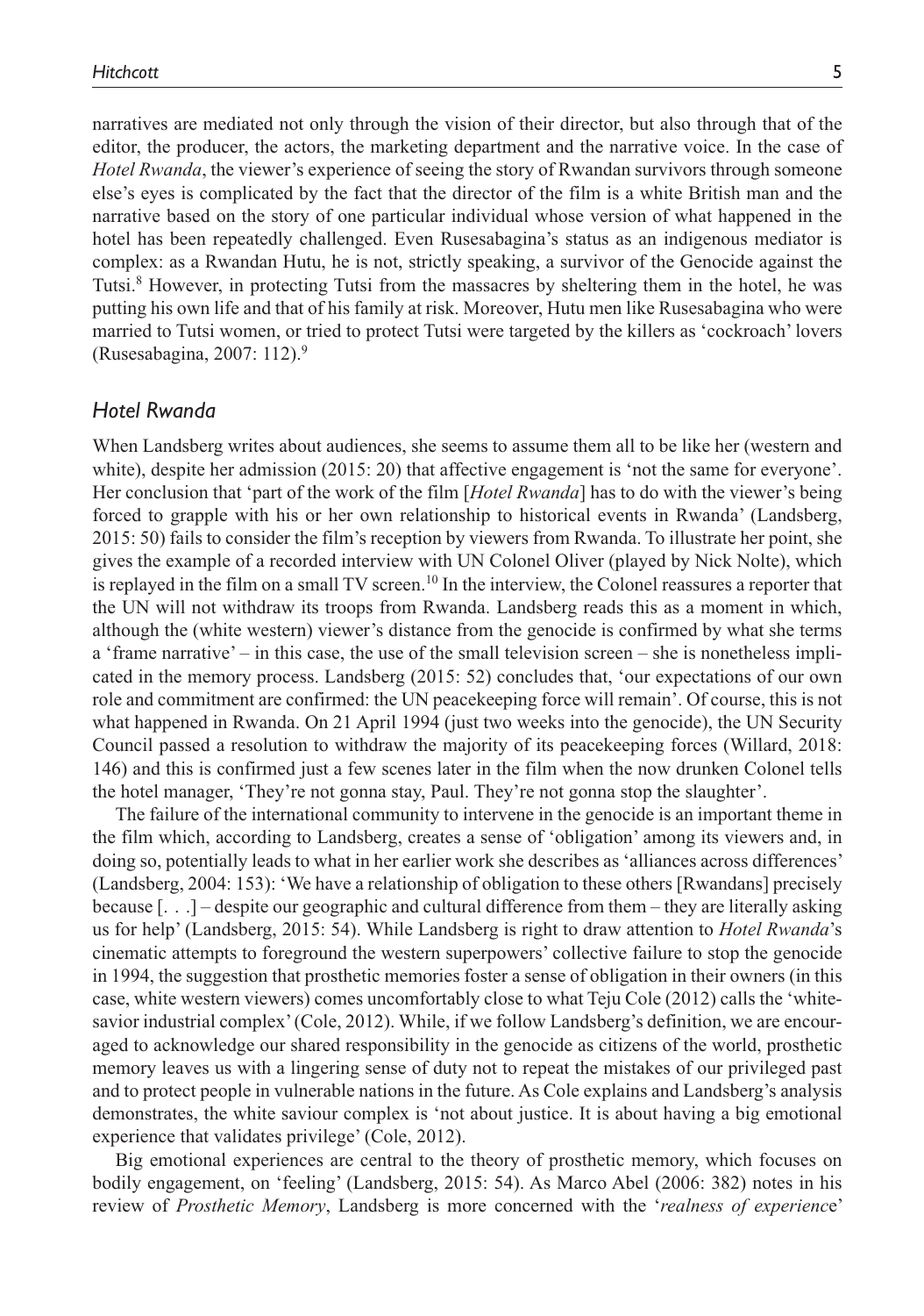narratives are mediated not only through the vision of their director, but also through that of the editor, the producer, the actors, the marketing department and the narrative voice. In the case of *Hotel Rwanda*, the viewer's experience of seeing the story of Rwandan survivors through someone else's eyes is complicated by the fact that the director of the film is a white British man and the narrative based on the story of one particular individual whose version of what happened in the hotel has been repeatedly challenged. Even Rusesabagina's status as an indigenous mediator is complex: as a Rwandan Hutu, he is not, strictly speaking, a survivor of the Genocide against the Tutsi.[8] However, in protecting Tutsi from the massacres by sheltering them in the hotel, he was putting his own life and that of his family at risk. Moreover, Hutu men like Rusesabagina who were married to Tutsi women, or tried to protect Tutsi were targeted by the killers as 'cockroach' lovers (Rusesabagina, 2007: 112).[9]

## *Hotel Rwanda*

When Landsberg writes about audiences, she seems to assume them all to be like her (western and white), despite her admission (2015: 20) that affective engagement is 'not the same for everyone'. Her conclusion that 'part of the work of the film [*Hotel Rwanda*] has to do with the viewer's being forced to grapple with his or her own relationship to historical events in Rwanda' (Landsberg, 2015: 50) fails to consider the film's reception by viewers from Rwanda. To illustrate her point, she gives the example of a recorded interview with UN Colonel Oliver (played by Nick Nolte), which is replayed in the film on a small TV screen.[10] In the interview, the Colonel reassures a reporter that the UN will not withdraw its troops from Rwanda. Landsberg reads this as a moment in which, although the (white western) viewer's distance from the genocide is confirmed by what she terms a 'frame narrative' – in this case, the use of the small television screen – she is nonetheless implicated in the memory process. Landsberg (2015: 52) concludes that, 'our expectations of our own role and commitment are confirmed: the UN peacekeeping force will remain'. Of course, this is not what happened in Rwanda. On 21 April 1994 (just two weeks into the genocide), the UN Security Council passed a resolution to withdraw the majority of its peacekeeping forces (Willard, 2018: 146) and this is confirmed just a few scenes later in the film when the now drunken Colonel tells the hotel manager, 'They're not gonna stay, Paul. They're not gonna stop the slaughter'.

The failure of the international community to intervene in the genocide is an important theme in the film which, according to Landsberg, creates a sense of 'obligation' among its viewers and, in doing so, potentially leads to what in her earlier work she describes as 'alliances across differences' (Landsberg, 2004: 153): 'We have a relationship of obligation to these others [Rwandans] precisely because [. . .] – despite our geographic and cultural difference from them – they are literally asking us for help' (Landsberg, 2015: 54). While Landsberg is right to draw attention to *Hotel Rwanda*'s cinematic attempts to foreground the western superpowers' collective failure to stop the genocide in 1994, the suggestion that prosthetic memories foster a sense of obligation in their owners (in this case, white western viewers) comes uncomfortably close to what Teju Cole (2012) calls the 'white-savior industrial complex' (Cole, 2012). While, if we follow Landsberg's definition, we are encouraged to acknowledge our shared responsibility in the genocide as citizens of the world, prosthetic memory leaves us with a lingering sense of duty not to repeat the mistakes of our privileged past and to protect people in vulnerable nations in the future. As Cole explains and Landsberg's analysis demonstrates, the white saviour complex is 'not about justice. It is about having a big emotional experience that validates privilege' (Cole, 2012).

Big emotional experiences are central to the theory of prosthetic memory, which focuses on bodily engagement, on 'feeling' (Landsberg, 2015: 54). As Marco Abel (2006: 382) notes in his review of *Prosthetic Memory*, Landsberg is more concerned with the '*realness of experience*'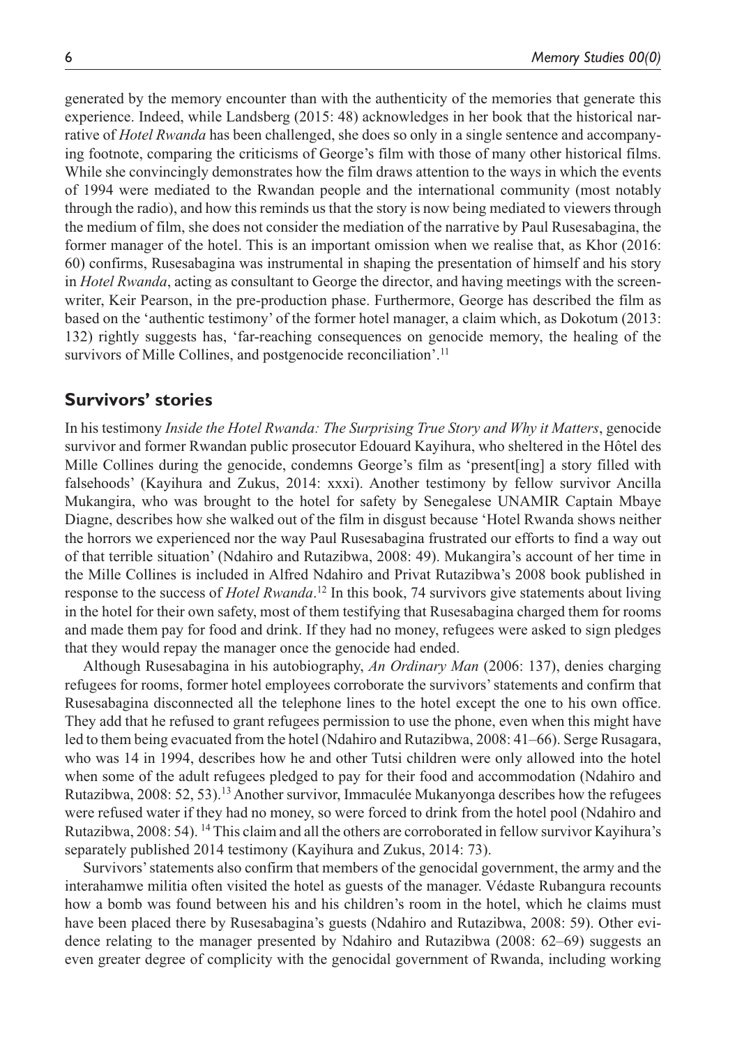generated by the memory encounter than with the authenticity of the memories that generate this experience. Indeed, while Landsberg (2015: 48) acknowledges in her book that the historical narrative of *Hotel Rwanda* has been challenged, she does so only in a single sentence and accompanying footnote, comparing the criticisms of George's film with those of many other historical films. While she convincingly demonstrates how the film draws attention to the ways in which the events of 1994 were mediated to the Rwandan people and the international community (most notably through the radio), and how this reminds us that the story is now being mediated to viewers through the medium of film, she does not consider the mediation of the narrative by Paul Rusesabagina, the former manager of the hotel. This is an important omission when we realise that, as Khor (2016: 60) confirms, Rusesabagina was instrumental in shaping the presentation of himself and his story in *Hotel Rwanda*, acting as consultant to George the director, and having meetings with the screenwriter, Keir Pearson, in the pre-production phase. Furthermore, George has described the film as based on the 'authentic testimony' of the former hotel manager, a claim which, as Dokotum (2013: 132) rightly suggests has, 'far-reaching consequences on genocide memory, the healing of the survivors of Mille Collines, and postgenocide reconciliation'.[11]

## Survivors' stories

In his testimony *Inside the Hotel Rwanda: The Surprising True Story and Why it Matters*, genocide survivor and former Rwandan public prosecutor Edouard Kayihura, who sheltered in the Hôtel des Mille Collines during the genocide, condemns George's film as 'present[ing] a story filled with falsehoods' (Kayihura and Zukus, 2014: xxxi). Another testimony by fellow survivor Ancilla Mukangira, who was brought to the hotel for safety by Senegalese UNAMIR Captain Mbaye Diagne, describes how she walked out of the film in disgust because 'Hotel Rwanda shows neither the horrors we experienced nor the way Paul Rusesabagina frustrated our efforts to find a way out of that terrible situation' (Ndahiro and Rutazibwa, 2008: 49). Mukangira's account of her time in the Mille Collines is included in Alfred Ndahiro and Privat Rutazibwa's 2008 book published in response to the success of *Hotel Rwanda*.[12] In this book, 74 survivors give statements about living in the hotel for their own safety, most of them testifying that Rusesabagina charged them for rooms and made them pay for food and drink. If they had no money, refugees were asked to sign pledges that they would repay the manager once the genocide had ended.

Although Rusesabagina in his autobiography, *An Ordinary Man* (2006: 137), denies charging refugees for rooms, former hotel employees corroborate the survivors' statements and confirm that Rusesabagina disconnected all the telephone lines to the hotel except the one to his own office. They add that he refused to grant refugees permission to use the phone, even when this might have led to them being evacuated from the hotel (Ndahiro and Rutazibwa, 2008: 41–66). Serge Rusagara, who was 14 in 1994, describes how he and other Tutsi children were only allowed into the hotel when some of the adult refugees pledged to pay for their food and accommodation (Ndahiro and Rutazibwa, 2008: 52, 53).[13] Another survivor, Immaculée Mukanyonga describes how the refugees were refused water if they had no money, so were forced to drink from the hotel pool (Ndahiro and Rutazibwa, 2008: 54). [14] This claim and all the others are corroborated in fellow survivor Kayihura's separately published 2014 testimony (Kayihura and Zukus, 2014: 73).

Survivors' statements also confirm that members of the genocidal government, the army and the interahamwe militia often visited the hotel as guests of the manager. Védaste Rubangura recounts how a bomb was found between his and his children's room in the hotel, which he claims must have been placed there by Rusesabagina's guests (Ndahiro and Rutazibwa, 2008: 59). Other evidence relating to the manager presented by Ndahiro and Rutazibwa (2008: 62–69) suggests an even greater degree of complicity with the genocidal government of Rwanda, including working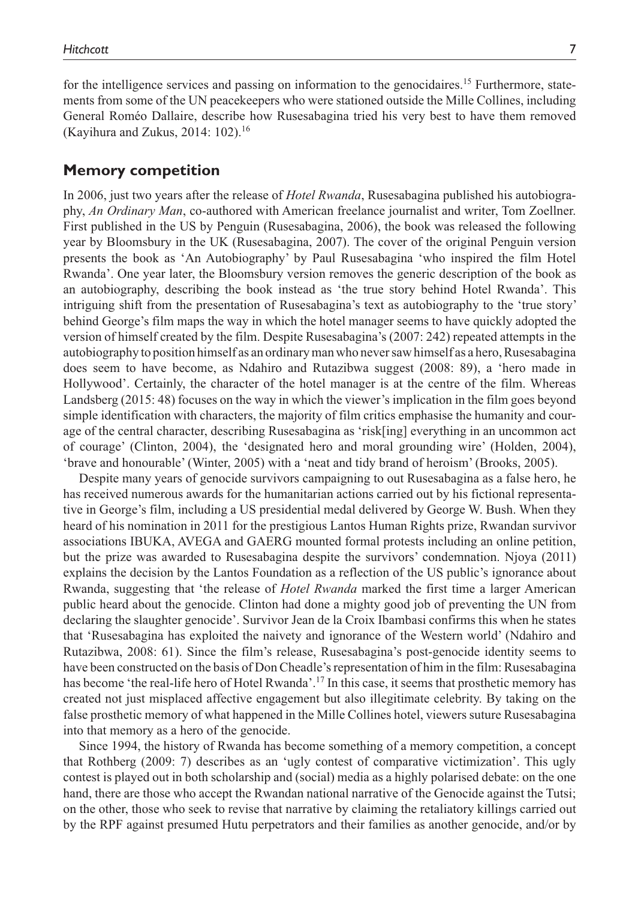for the intelligence services and passing on information to the genocidaires.[15] Furthermore, statements from some of the UN peacekeepers who were stationed outside the Mille Collines, including General Roméo Dallaire, describe how Rusesabagina tried his very best to have them removed (Kayihura and Zukus, 2014: 102).[16]

## Memory competition

In 2006, just two years after the release of *Hotel Rwanda*, Rusesabagina published his autobiography, *An Ordinary Man*, co-authored with American freelance journalist and writer, Tom Zoellner. First published in the US by Penguin (Rusesabagina, 2006), the book was released the following year by Bloomsbury in the UK (Rusesabagina, 2007). The cover of the original Penguin version presents the book as 'An Autobiography' by Paul Rusesabagina 'who inspired the film Hotel Rwanda'. One year later, the Bloomsbury version removes the generic description of the book as an autobiography, describing the book instead as 'the true story behind Hotel Rwanda'. This intriguing shift from the presentation of Rusesabagina's text as autobiography to the 'true story' behind George's film maps the way in which the hotel manager seems to have quickly adopted the version of himself created by the film. Despite Rusesabagina's (2007: 242) repeated attempts in the autobiography to position himself as an ordinary man who never saw himself as a hero, Rusesabagina does seem to have become, as Ndahiro and Rutazibwa suggest (2008: 89), a 'hero made in Hollywood'. Certainly, the character of the hotel manager is at the centre of the film. Whereas Landsberg (2015: 48) focuses on the way in which the viewer's implication in the film goes beyond simple identification with characters, the majority of film critics emphasise the humanity and courage of the central character, describing Rusesabagina as 'risk[ing] everything in an uncommon act of courage' (Clinton, 2004), the 'designated hero and moral grounding wire' (Holden, 2004), 'brave and honourable' (Winter, 2005) with a 'neat and tidy brand of heroism' (Brooks, 2005).

Despite many years of genocide survivors campaigning to out Rusesabagina as a false hero, he has received numerous awards for the humanitarian actions carried out by his fictional representative in George's film, including a US presidential medal delivered by George W. Bush. When they heard of his nomination in 2011 for the prestigious Lantos Human Rights prize, Rwandan survivor associations IBUKA, AVEGA and GAERG mounted formal protests including an online petition, but the prize was awarded to Rusesabagina despite the survivors' condemnation. Njoya (2011) explains the decision by the Lantos Foundation as a reflection of the US public's ignorance about Rwanda, suggesting that 'the release of *Hotel Rwanda* marked the first time a larger American public heard about the genocide. Clinton had done a mighty good job of preventing the UN from declaring the slaughter genocide'. Survivor Jean de la Croix Ibambasi confirms this when he states that 'Rusesabagina has exploited the naivety and ignorance of the Western world' (Ndahiro and Rutazibwa, 2008: 61). Since the film's release, Rusesabagina's post-genocide identity seems to have been constructed on the basis of Don Cheadle's representation of him in the film: Rusesabagina has become 'the real-life hero of Hotel Rwanda'.[17] In this case, it seems that prosthetic memory has created not just misplaced affective engagement but also illegitimate celebrity. By taking on the false prosthetic memory of what happened in the Mille Collines hotel, viewers suture Rusesabagina into that memory as a hero of the genocide.

Since 1994, the history of Rwanda has become something of a memory competition, a concept that Rothberg (2009: 7) describes as an 'ugly contest of comparative victimization'. This ugly contest is played out in both scholarship and (social) media as a highly polarised debate: on the one hand, there are those who accept the Rwandan national narrative of the Genocide against the Tutsi; on the other, those who seek to revise that narrative by claiming the retaliatory killings carried out by the RPF against presumed Hutu perpetrators and their families as another genocide, and/or by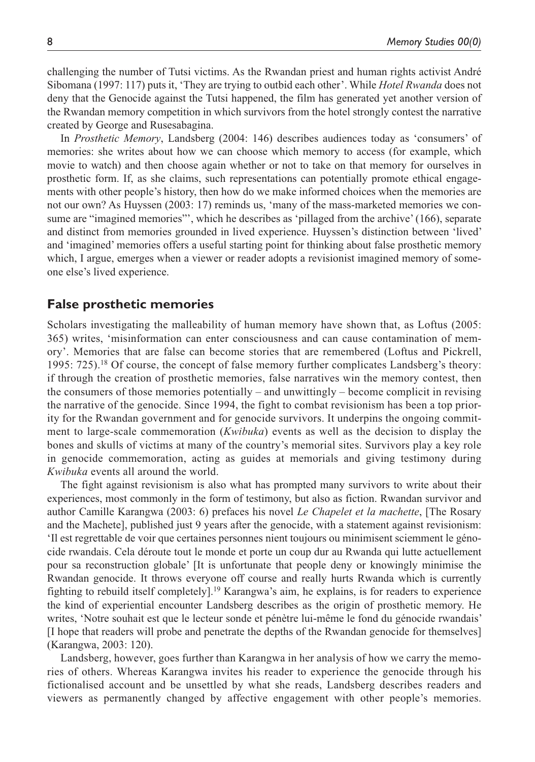challenging the number of Tutsi victims. As the Rwandan priest and human rights activist André Sibomana (1997: 117) puts it, 'They are trying to outbid each other'. While *Hotel Rwanda* does not deny that the Genocide against the Tutsi happened, the film has generated yet another version of the Rwandan memory competition in which survivors from the hotel strongly contest the narrative created by George and Rusesabagina.

In *Prosthetic Memory*, Landsberg (2004: 146) describes audiences today as 'consumers' of memories: she writes about how we can choose which memory to access (for example, which movie to watch) and then choose again whether or not to take on that memory for ourselves in prosthetic form. If, as she claims, such representations can potentially promote ethical engagements with other people's history, then how do we make informed choices when the memories are not our own? As Huyssen (2003: 17) reminds us, 'many of the mass-marketed memories we consume are "imagined memories"', which he describes as 'pillaged from the archive' (166), separate and distinct from memories grounded in lived experience. Huyssen's distinction between 'lived' and 'imagined' memories offers a useful starting point for thinking about false prosthetic memory which, I argue, emerges when a viewer or reader adopts a revisionist imagined memory of someone else's lived experience.

## False prosthetic memories

Scholars investigating the malleability of human memory have shown that, as Loftus (2005: 365) writes, 'misinformation can enter consciousness and can cause contamination of memory'. Memories that are false can become stories that are remembered (Loftus and Pickrell, 1995: 725).[18] Of course, the concept of false memory further complicates Landsberg's theory: if through the creation of prosthetic memories, false narratives win the memory contest, then the consumers of those memories potentially – and unwittingly – become complicit in revising the narrative of the genocide. Since 1994, the fight to combat revisionism has been a top priority for the Rwandan government and for genocide survivors. It underpins the ongoing commitment to large-scale commemoration (*Kwibuka*) events as well as the decision to display the bones and skulls of victims at many of the country's memorial sites. Survivors play a key role in genocide commemoration, acting as guides at memorials and giving testimony during *Kwibuka* events all around the world.

The fight against revisionism is also what has prompted many survivors to write about their experiences, most commonly in the form of testimony, but also as fiction. Rwandan survivor and author Camille Karangwa (2003: 6) prefaces his novel *Le Chapelet et la machette*, [The Rosary and the Machete], published just 9 years after the genocide, with a statement against revisionism: 'Il est regrettable de voir que certaines personnes nient toujours ou minimisent sciemment le génocide rwandais. Cela déroute tout le monde et porte un coup dur au Rwanda qui lutte actuellement pour sa reconstruction globale' [It is unfortunate that people deny or knowingly minimise the Rwandan genocide. It throws everyone off course and really hurts Rwanda which is currently fighting to rebuild itself completely].[19] Karangwa's aim, he explains, is for readers to experience the kind of experiential encounter Landsberg describes as the origin of prosthetic memory. He writes, 'Notre souhait est que le lecteur sonde et pénètre lui-même le fond du génocide rwandais' [I hope that readers will probe and penetrate the depths of the Rwandan genocide for themselves] (Karangwa, 2003: 120).

Landsberg, however, goes further than Karangwa in her analysis of how we carry the memories of others. Whereas Karangwa invites his reader to experience the genocide through his fictionalised account and be unsettled by what she reads, Landsberg describes readers and viewers as permanently changed by affective engagement with other people's memories.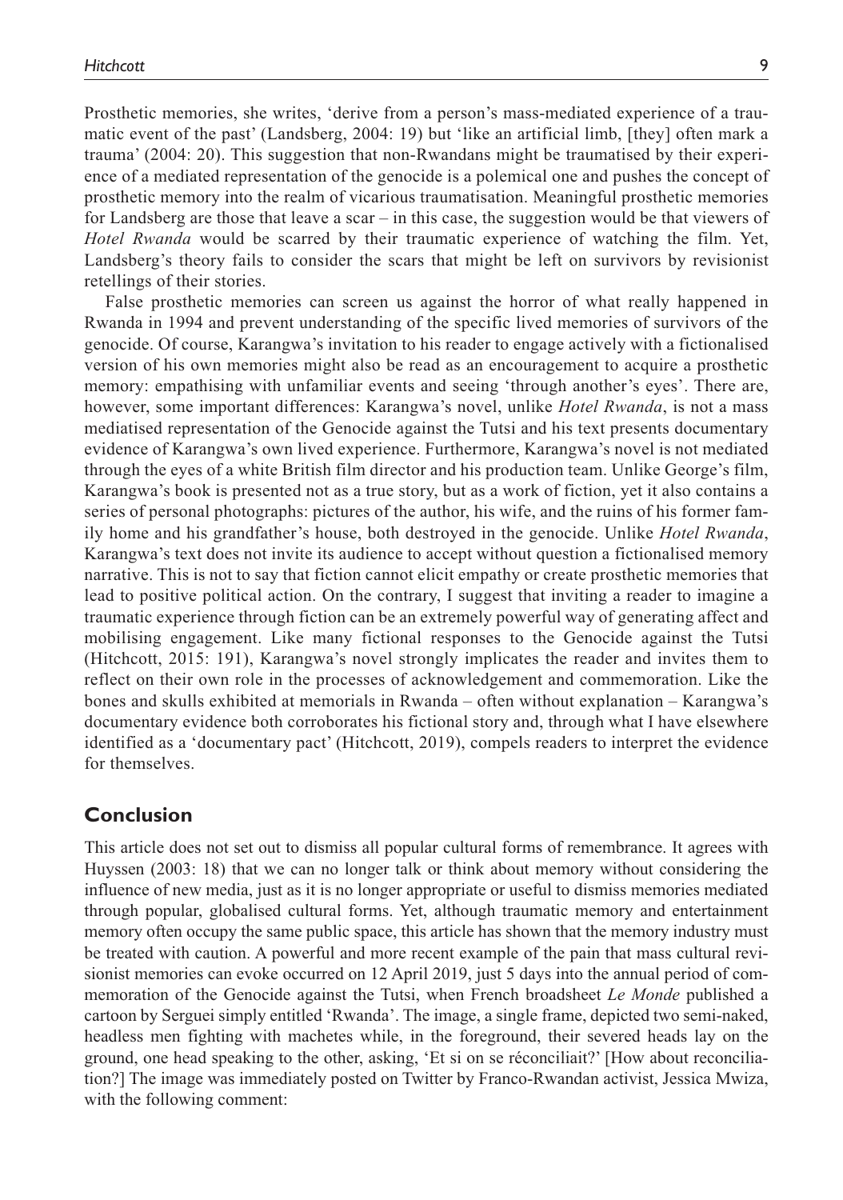Prosthetic memories, she writes, 'derive from a person's mass-mediated experience of a traumatic event of the past' (Landsberg, 2004: 19) but 'like an artificial limb, [they] often mark a trauma' (2004: 20). This suggestion that non-Rwandans might be traumatised by their experience of a mediated representation of the genocide is a polemical one and pushes the concept of prosthetic memory into the realm of vicarious traumatisation. Meaningful prosthetic memories for Landsberg are those that leave a scar – in this case, the suggestion would be that viewers of *Hotel Rwanda* would be scarred by their traumatic experience of watching the film. Yet, Landsberg's theory fails to consider the scars that might be left on survivors by revisionist retellings of their stories.

False prosthetic memories can screen us against the horror of what really happened in Rwanda in 1994 and prevent understanding of the specific lived memories of survivors of the genocide. Of course, Karangwa's invitation to his reader to engage actively with a fictionalised version of his own memories might also be read as an encouragement to acquire a prosthetic memory: empathising with unfamiliar events and seeing 'through another's eyes'. There are, however, some important differences: Karangwa's novel, unlike *Hotel Rwanda*, is not a mass mediatised representation of the Genocide against the Tutsi and his text presents documentary evidence of Karangwa's own lived experience. Furthermore, Karangwa's novel is not mediated through the eyes of a white British film director and his production team. Unlike George's film, Karangwa's book is presented not as a true story, but as a work of fiction, yet it also contains a series of personal photographs: pictures of the author, his wife, and the ruins of his former family home and his grandfather's house, both destroyed in the genocide. Unlike *Hotel Rwanda*, Karangwa's text does not invite its audience to accept without question a fictionalised memory narrative. This is not to say that fiction cannot elicit empathy or create prosthetic memories that lead to positive political action. On the contrary, I suggest that inviting a reader to imagine a traumatic experience through fiction can be an extremely powerful way of generating affect and mobilising engagement. Like many fictional responses to the Genocide against the Tutsi (Hitchcott, 2015: 191), Karangwa's novel strongly implicates the reader and invites them to reflect on their own role in the processes of acknowledgement and commemoration. Like the bones and skulls exhibited at memorials in Rwanda – often without explanation – Karangwa's documentary evidence both corroborates his fictional story and, through what I have elsewhere identified as a 'documentary pact' (Hitchcott, 2019), compels readers to interpret the evidence for themselves.

## Conclusion

This article does not set out to dismiss all popular cultural forms of remembrance. It agrees with Huyssen (2003: 18) that we can no longer talk or think about memory without considering the influence of new media, just as it is no longer appropriate or useful to dismiss memories mediated through popular, globalised cultural forms. Yet, although traumatic memory and entertainment memory often occupy the same public space, this article has shown that the memory industry must be treated with caution. A powerful and more recent example of the pain that mass cultural revisionist memories can evoke occurred on 12 April 2019, just 5 days into the annual period of commemoration of the Genocide against the Tutsi, when French broadsheet *Le Monde* published a cartoon by Serguei simply entitled 'Rwanda'. The image, a single frame, depicted two semi-naked, headless men fighting with machetes while, in the foreground, their severed heads lay on the ground, one head speaking to the other, asking, 'Et si on se réconciliait?' [How about reconciliation?] The image was immediately posted on Twitter by Franco-Rwandan activist, Jessica Mwiza, with the following comment: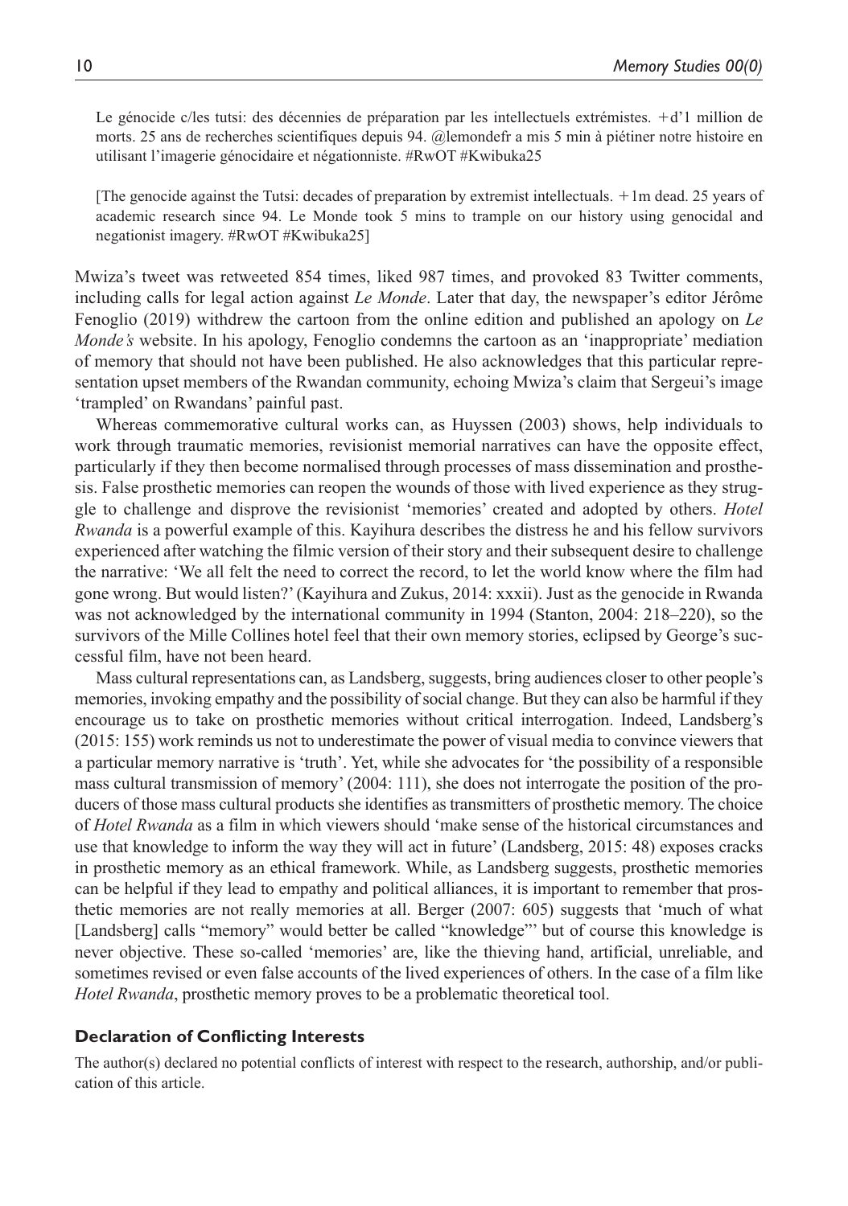> Le génocide c/les tutsi: des décennies de préparation par les intellectuels extrémistes. +d'1 million de morts. 25 ans de recherches scientifiques depuis 94. @lemondefr a mis 5 min à piétiner notre histoire en utilisant l'imagerie génocidaire et négationniste. #RwOT #Kwibuka25
>
> [The genocide against the Tutsi: decades of preparation by extremist intellectuals. +1m dead. 25 years of academic research since 94. Le Monde took 5 mins to trample on our history using genocidal and negationist imagery. #RwOT #Kwibuka25]

Mwiza's tweet was retweeted 854 times, liked 987 times, and provoked 83 Twitter comments, including calls for legal action against *Le Monde*. Later that day, the newspaper's editor Jérôme Fenoglio (2019) withdrew the cartoon from the online edition and published an apology on *Le Monde's* website. In his apology, Fenoglio condemns the cartoon as an 'inappropriate' mediation of memory that should not have been published. He also acknowledges that this particular representation upset members of the Rwandan community, echoing Mwiza's claim that Sergeui's image 'trampled' on Rwandans' painful past.

Whereas commemorative cultural works can, as Huyssen (2003) shows, help individuals to work through traumatic memories, revisionist memorial narratives can have the opposite effect, particularly if they then become normalised through processes of mass dissemination and prosthesis. False prosthetic memories can reopen the wounds of those with lived experience as they struggle to challenge and disprove the revisionist 'memories' created and adopted by others. *Hotel Rwanda* is a powerful example of this. Kayihura describes the distress he and his fellow survivors experienced after watching the filmic version of their story and their subsequent desire to challenge the narrative: 'We all felt the need to correct the record, to let the world know where the film had gone wrong. But would listen?' (Kayihura and Zukus, 2014: xxxii). Just as the genocide in Rwanda was not acknowledged by the international community in 1994 (Stanton, 2004: 218–220), so the survivors of the Mille Collines hotel feel that their own memory stories, eclipsed by George's successful film, have not been heard.

Mass cultural representations can, as Landsberg, suggests, bring audiences closer to other people's memories, invoking empathy and the possibility of social change. But they can also be harmful if they encourage us to take on prosthetic memories without critical interrogation. Indeed, Landsberg's (2015: 155) work reminds us not to underestimate the power of visual media to convince viewers that a particular memory narrative is 'truth'. Yet, while she advocates for 'the possibility of a responsible mass cultural transmission of memory' (2004: 111), she does not interrogate the position of the producers of those mass cultural products she identifies as transmitters of prosthetic memory. The choice of *Hotel Rwanda* as a film in which viewers should 'make sense of the historical circumstances and use that knowledge to inform the way they will act in future' (Landsberg, 2015: 48) exposes cracks in prosthetic memory as an ethical framework. While, as Landsberg suggests, prosthetic memories can be helpful if they lead to empathy and political alliances, it is important to remember that prosthetic memories are not really memories at all. Berger (2007: 605) suggests that 'much of what [Landsberg] calls "memory" would better be called "knowledge"' but of course this knowledge is never objective. These so-called 'memories' are, like the thieving hand, artificial, unreliable, and sometimes revised or even false accounts of the lived experiences of others. In the case of a film like *Hotel Rwanda*, prosthetic memory proves to be a problematic theoretical tool.

## Declaration of Conflicting Interests

The author(s) declared no potential conflicts of interest with respect to the research, authorship, and/or publication of this article.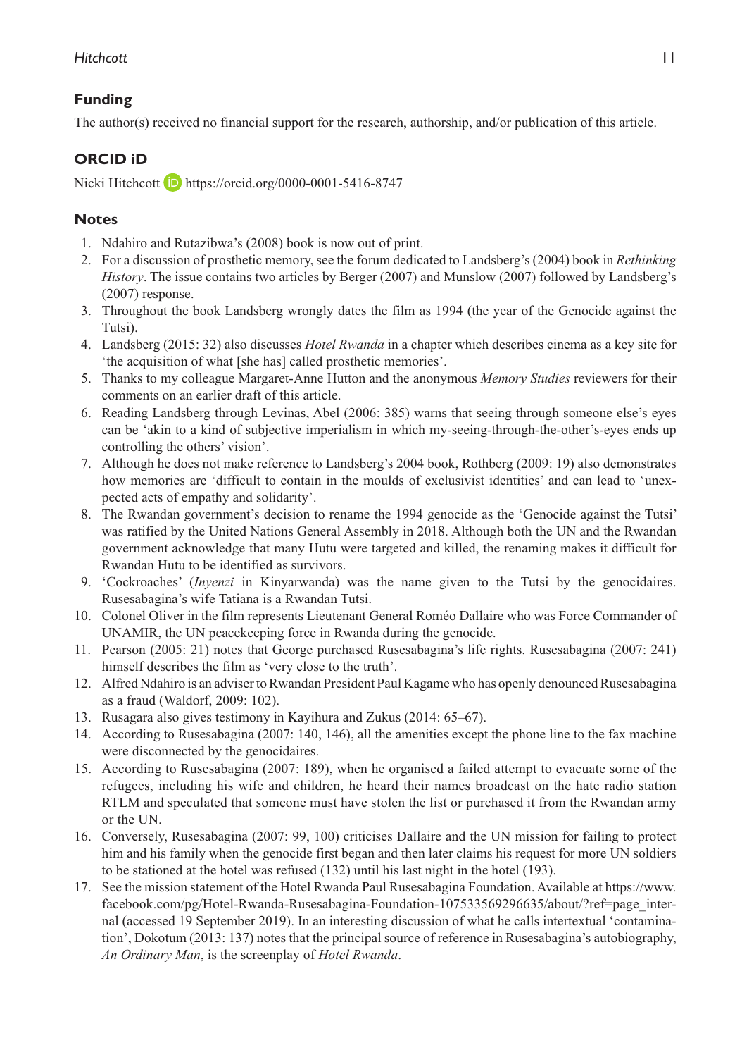## Funding

The author(s) received no financial support for the research, authorship, and/or publication of this article.

## ORCID iD

Nicki Hitchcott https://orcid.org/0000-0001-5416-8747

## Notes

1. Ndahiro and Rutazibwa's (2008) book is now out of print.
2. For a discussion of prosthetic memory, see the forum dedicated to Landsberg's (2004) book in *Rethinking History*. The issue contains two articles by Berger (2007) and Munslow (2007) followed by Landsberg's (2007) response.
3. Throughout the book Landsberg wrongly dates the film as 1994 (the year of the Genocide against the Tutsi).
4. Landsberg (2015: 32) also discusses *Hotel Rwanda* in a chapter which describes cinema as a key site for 'the acquisition of what [she has] called prosthetic memories'.
5. Thanks to my colleague Margaret-Anne Hutton and the anonymous *Memory Studies* reviewers for their comments on an earlier draft of this article.
6. Reading Landsberg through Levinas, Abel (2006: 385) warns that seeing through someone else's eyes can be 'akin to a kind of subjective imperialism in which my-seeing-through-the-other's-eyes ends up controlling the others' vision'.
7. Although he does not make reference to Landsberg's 2004 book, Rothberg (2009: 19) also demonstrates how memories are 'difficult to contain in the moulds of exclusivist identities' and can lead to 'unexpected acts of empathy and solidarity'.
8. The Rwandan government's decision to rename the 1994 genocide as the 'Genocide against the Tutsi' was ratified by the United Nations General Assembly in 2018. Although both the UN and the Rwandan government acknowledge that many Hutu were targeted and killed, the renaming makes it difficult for Rwandan Hutu to be identified as survivors.
9. 'Cockroaches' (*Inyenzi* in Kinyarwanda) was the name given to the Tutsi by the genocidaires. Rusesabagina's wife Tatiana is a Rwandan Tutsi.
10. Colonel Oliver in the film represents Lieutenant General Roméo Dallaire who was Force Commander of UNAMIR, the UN peacekeeping force in Rwanda during the genocide.
11. Pearson (2005: 21) notes that George purchased Rusesabagina's life rights. Rusesabagina (2007: 241) himself describes the film as 'very close to the truth'.
12. Alfred Ndahiro is an adviser to Rwandan President Paul Kagame who has openly denounced Rusesabagina as a fraud (Waldorf, 2009: 102).
13. Rusagara also gives testimony in Kayihura and Zukus (2014: 65–67).
14. According to Rusesabagina (2007: 140, 146), all the amenities except the phone line to the fax machine were disconnected by the genocidaires.
15. According to Rusesabagina (2007: 189), when he organised a failed attempt to evacuate some of the refugees, including his wife and children, he heard their names broadcast on the hate radio station RTLM and speculated that someone must have stolen the list or purchased it from the Rwandan army or the UN.
16. Conversely, Rusesabagina (2007: 99, 100) criticises Dallaire and the UN mission for failing to protect him and his family when the genocide first began and then later claims his request for more UN soldiers to be stationed at the hotel was refused (132) until his last night in the hotel (193).
17. See the mission statement of the Hotel Rwanda Paul Rusesabagina Foundation. Available at https://www.facebook.com/pg/Hotel-Rwanda-Rusesabagina-Foundation-107533569296635/about/?ref=page_internal (accessed 19 September 2019). In an interesting discussion of what he calls intertextual 'contamination', Dokotum (2013: 137) notes that the principal source of reference in Rusesabagina's autobiography, *An Ordinary Man*, is the screenplay of *Hotel Rwanda*.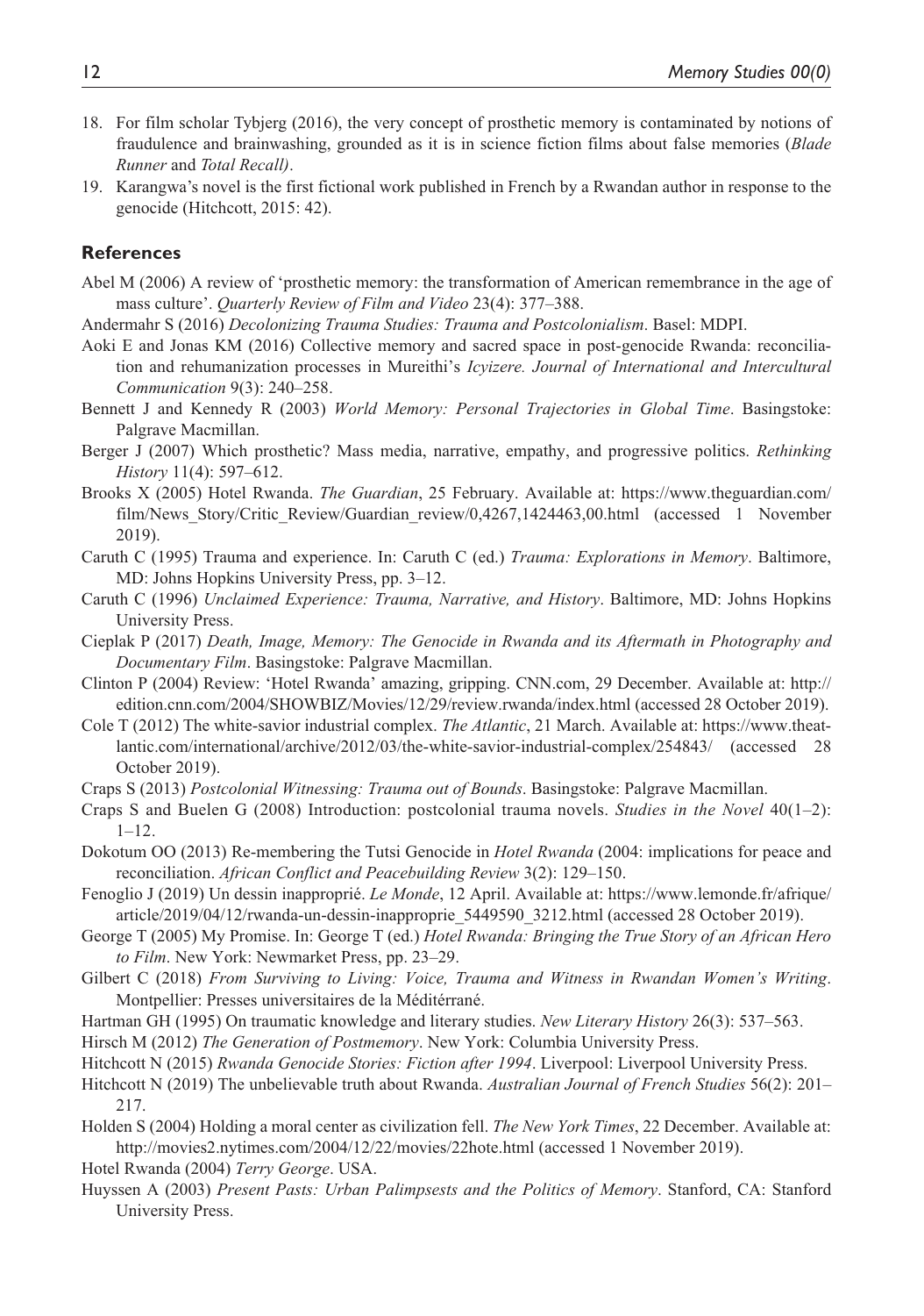18. For film scholar Tybjerg (2016), the very concept of prosthetic memory is contaminated by notions of fraudulence and brainwashing, grounded as it is in science fiction films about false memories (*Blade Runner* and *Total Recall)*.
19. Karangwa's novel is the first fictional work published in French by a Rwandan author in response to the genocide (Hitchcott, 2015: 42).

## References

Abel M (2006) A review of 'prosthetic memory: the transformation of American remembrance in the age of mass culture'. *Quarterly Review of Film and Video* 23(4): 377–388.

Andermahr S (2016) *Decolonizing Trauma Studies: Trauma and Postcolonialism*. Basel: MDPI.

Aoki E and Jonas KM (2016) Collective memory and sacred space in post-genocide Rwanda: reconciliation and rehumanization processes in Mureithi's *Icyizere. Journal of International and Intercultural Communication* 9(3): 240–258.

Bennett J and Kennedy R (2003) *World Memory: Personal Trajectories in Global Time*. Basingstoke: Palgrave Macmillan.

Berger J (2007) Which prosthetic? Mass media, narrative, empathy, and progressive politics. *Rethinking History* 11(4): 597–612.

Brooks X (2005) Hotel Rwanda. *The Guardian*, 25 February. Available at: https://www.theguardian.com/film/News_Story/Critic_Review/Guardian_review/0,4267,1424463,00.html (accessed 1 November 2019).

Caruth C (1995) Trauma and experience. In: Caruth C (ed.) *Trauma: Explorations in Memory*. Baltimore, MD: Johns Hopkins University Press, pp. 3–12.

Caruth C (1996) *Unclaimed Experience: Trauma, Narrative, and History*. Baltimore, MD: Johns Hopkins University Press.

Cieplak P (2017) *Death, Image, Memory: The Genocide in Rwanda and its Aftermath in Photography and Documentary Film*. Basingstoke: Palgrave Macmillan.

Clinton P (2004) Review: 'Hotel Rwanda' amazing, gripping. CNN.com, 29 December. Available at: http://edition.cnn.com/2004/SHOWBIZ/Movies/12/29/review.rwanda/index.html (accessed 28 October 2019).

Cole T (2012) The white-savior industrial complex. *The Atlantic*, 21 March. Available at: https://www.theatlantic.com/international/archive/2012/03/the-white-savior-industrial-complex/254843/ (accessed 28 October 2019).

Craps S (2013) *Postcolonial Witnessing: Trauma out of Bounds*. Basingstoke: Palgrave Macmillan.

Craps S and Buelen G (2008) Introduction: postcolonial trauma novels. *Studies in the Novel* 40(1–2): 1–12.

Dokotum OO (2013) Re-membering the Tutsi Genocide in *Hotel Rwanda* (2004: implications for peace and reconciliation. *African Conflict and Peacebuilding Review* 3(2): 129–150.

Fenoglio J (2019) Un dessin inapproprié. *Le Monde*, 12 April. Available at: https://www.lemonde.fr/afrique/article/2019/04/12/rwanda-un-dessin-inapproprie_5449590_3212.html (accessed 28 October 2019).

George T (2005) My Promise. In: George T (ed.) *Hotel Rwanda: Bringing the True Story of an African Hero to Film*. New York: Newmarket Press, pp. 23–29.

Gilbert C (2018) *From Surviving to Living: Voice, Trauma and Witness in Rwandan Women's Writing*. Montpellier: Presses universitaires de la Méditérrané.

Hartman GH (1995) On traumatic knowledge and literary studies. *New Literary History* 26(3): 537–563.

Hirsch M (2012) *The Generation of Postmemory*. New York: Columbia University Press.

Hitchcott N (2015) *Rwanda Genocide Stories: Fiction after 1994*. Liverpool: Liverpool University Press.

Hitchcott N (2019) The unbelievable truth about Rwanda. *Australian Journal of French Studies* 56(2): 201–217.

Holden S (2004) Holding a moral center as civilization fell. *The New York Times*, 22 December. Available at: http://movies2.nytimes.com/2004/12/22/movies/22hote.html (accessed 1 November 2019).

Hotel Rwanda (2004) *Terry George*. USA.

Huyssen A (2003) *Present Pasts: Urban Palimpsests and the Politics of Memory*. Stanford, CA: Stanford University Press.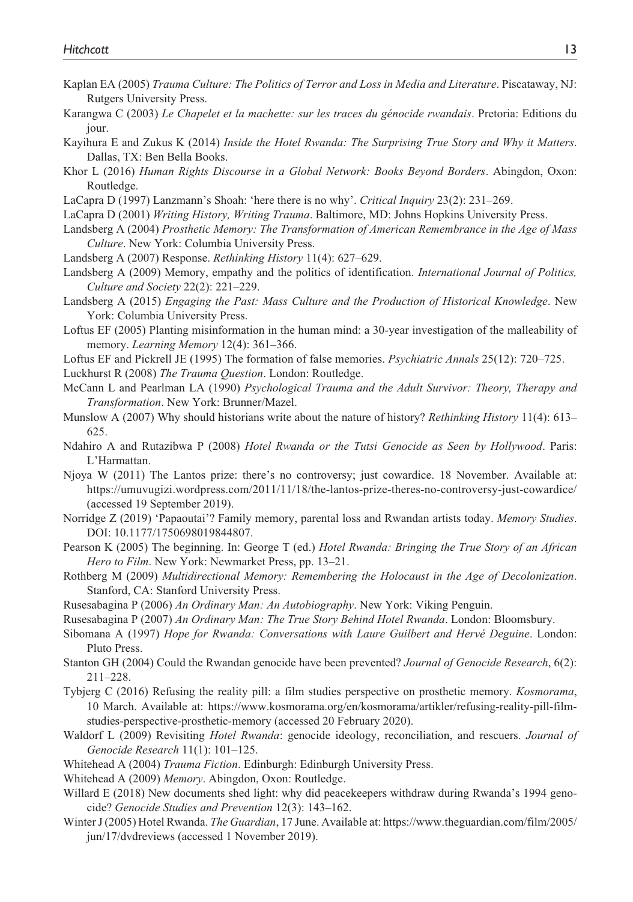Kaplan EA (2005) *Trauma Culture: The Politics of Terror and Loss in Media and Literature*. Piscataway, NJ: Rutgers University Press.

Karangwa C (2003) *Le Chapelet et la machette: sur les traces du génocide rwandais*. Pretoria: Editions du jour.

Kayihura E and Zukus K (2014) *Inside the Hotel Rwanda: The Surprising True Story and Why it Matters*. Dallas, TX: Ben Bella Books.

Khor L (2016) *Human Rights Discourse in a Global Network: Books Beyond Borders*. Abingdon, Oxon: Routledge.

LaCapra D (1997) Lanzmann's Shoah: 'here there is no why'. *Critical Inquiry* 23(2): 231–269.

LaCapra D (2001) *Writing History, Writing Trauma*. Baltimore, MD: Johns Hopkins University Press.

Landsberg A (2004) *Prosthetic Memory: The Transformation of American Remembrance in the Age of Mass Culture*. New York: Columbia University Press.

Landsberg A (2007) Response. *Rethinking History* 11(4): 627–629.

Landsberg A (2009) Memory, empathy and the politics of identification. *International Journal of Politics, Culture and Society* 22(2): 221–229.

Landsberg A (2015) *Engaging the Past: Mass Culture and the Production of Historical Knowledge*. New York: Columbia University Press.

Loftus EF (2005) Planting misinformation in the human mind: a 30-year investigation of the malleability of memory. *Learning Memory* 12(4): 361–366.

Loftus EF and Pickrell JE (1995) The formation of false memories. *Psychiatric Annals* 25(12): 720–725.

Luckhurst R (2008) *The Trauma Question*. London: Routledge.

McCann L and Pearlman LA (1990) *Psychological Trauma and the Adult Survivor: Theory, Therapy and Transformation*. New York: Brunner/Mazel.

Munslow A (2007) Why should historians write about the nature of history? *Rethinking History* 11(4): 613–625.

Ndahiro A and Rutazibwa P (2008) *Hotel Rwanda or the Tutsi Genocide as Seen by Hollywood*. Paris: L'Harmattan.

Njoya W (2011) The Lantos prize: there's no controversy; just cowardice. 18 November. Available at: https://umuvugizi.wordpress.com/2011/11/18/the-lantos-prize-theres-no-controversy-just-cowardice/ (accessed 19 September 2019).

Norridge Z (2019) 'Papaoutai'? Family memory, parental loss and Rwandan artists today. *Memory Studies*. DOI: 10.1177/1750698019844807.

Pearson K (2005) The beginning. In: George T (ed.) *Hotel Rwanda: Bringing the True Story of an African Hero to Film*. New York: Newmarket Press, pp. 13–21.

Rothberg M (2009) *Multidirectional Memory: Remembering the Holocaust in the Age of Decolonization*. Stanford, CA: Stanford University Press.

Rusesabagina P (2006) *An Ordinary Man: An Autobiography*. New York: Viking Penguin.

Rusesabagina P (2007) *An Ordinary Man: The True Story Behind Hotel Rwanda*. London: Bloomsbury.

Sibomana A (1997) *Hope for Rwanda: Conversations with Laure Guilbert and Hervé Deguine*. London: Pluto Press.

Stanton GH (2004) Could the Rwandan genocide have been prevented? *Journal of Genocide Research*, 6(2): 211–228.

Tybjerg C (2016) Refusing the reality pill: a film studies perspective on prosthetic memory. *Kosmorama*, 10 March. Available at: https://www.kosmorama.org/en/kosmorama/artikler/refusing-reality-pill-film-studies-perspective-prosthetic-memory (accessed 20 February 2020).

Waldorf L (2009) Revisiting *Hotel Rwanda*: genocide ideology, reconciliation, and rescuers. *Journal of Genocide Research* 11(1): 101–125.

Whitehead A (2004) *Trauma Fiction*. Edinburgh: Edinburgh University Press.

Whitehead A (2009) *Memory*. Abingdon, Oxon: Routledge.

Willard E (2018) New documents shed light: why did peacekeepers withdraw during Rwanda's 1994 genocide? *Genocide Studies and Prevention* 12(3): 143–162.

Winter J (2005) Hotel Rwanda. *The Guardian*, 17 June. Available at: https://www.theguardian.com/film/2005/jun/17/dvdreviews (accessed 1 November 2019).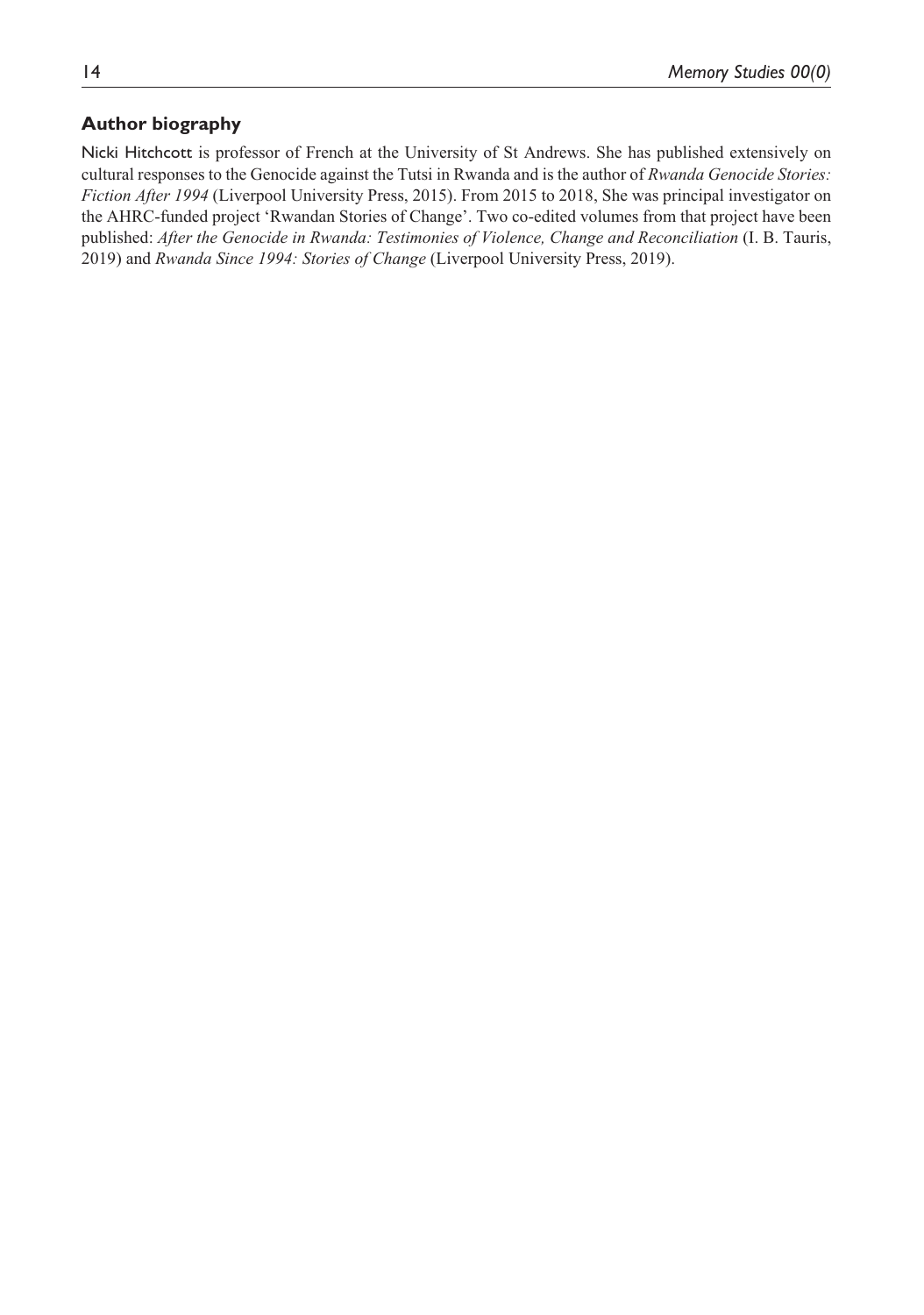## Author biography

Nicki Hitchcott is professor of French at the University of St Andrews. She has published extensively on cultural responses to the Genocide against the Tutsi in Rwanda and is the author of *Rwanda Genocide Stories: Fiction After 1994* (Liverpool University Press, 2015). From 2015 to 2018, She was principal investigator on the AHRC-funded project 'Rwandan Stories of Change'. Two co-edited volumes from that project have been published: *After the Genocide in Rwanda: Testimonies of Violence, Change and Reconciliation* (I. B. Tauris, 2019) and *Rwanda Since 1994: Stories of Change* (Liverpool University Press, 2019).